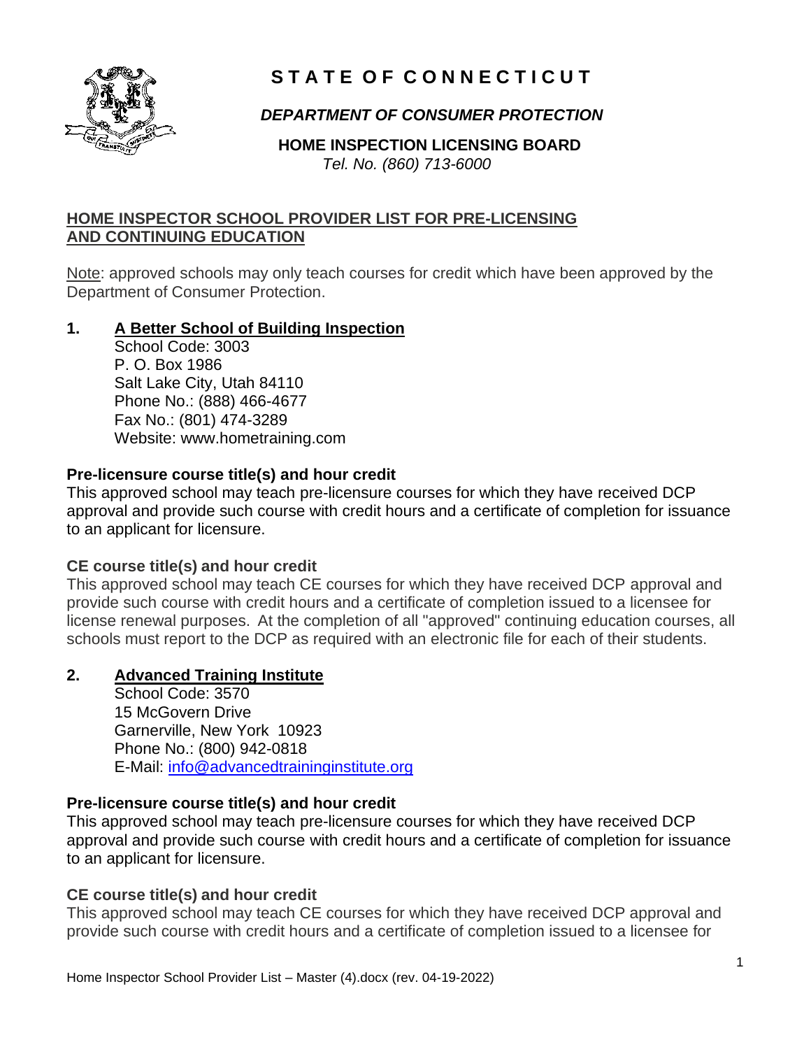# STATE OF CONNECTICUT

***DEPARTMENT OF CONSUMER PROTECTION***

**HOME INSPECTION LICENSING BOARD**

*Tel. No. (860) 713-6000*

## HOME INSPECTOR SCHOOL PROVIDER LIST FOR PRE-LICENSING AND CONTINUING EDUCATION

Note: approved schools may only teach courses for credit which have been approved by the Department of Consumer Protection.

### 1. A Better School of Building Inspection

School Code: 3003
P. O. Box 1986
Salt Lake City, Utah 84110
Phone No.: (888) 466-4677
Fax No.: (801) 474-3289
Website: www.hometraining.com

**Pre-licensure course title(s) and hour credit**

This approved school may teach pre-licensure courses for which they have received DCP approval and provide such course with credit hours and a certificate of completion for issuance to an applicant for licensure.

**CE course title(s) and hour credit**

This approved school may teach CE courses for which they have received DCP approval and provide such course with credit hours and a certificate of completion issued to a licensee for license renewal purposes. At the completion of all "approved" continuing education courses, all schools must report to the DCP as required with an electronic file for each of their students.

### 2. Advanced Training Institute

School Code: 3570
15 McGovern Drive
Garnerville, New York 10923
Phone No.: (800) 942-0818
E-Mail: info@advancedtraininginstitute.org

**Pre-licensure course title(s) and hour credit**

This approved school may teach pre-licensure courses for which they have received DCP approval and provide such course with credit hours and a certificate of completion for issuance to an applicant for licensure.

**CE course title(s) and hour credit**

This approved school may teach CE courses for which they have received DCP approval and provide such course with credit hours and a certificate of completion issued to a licensee for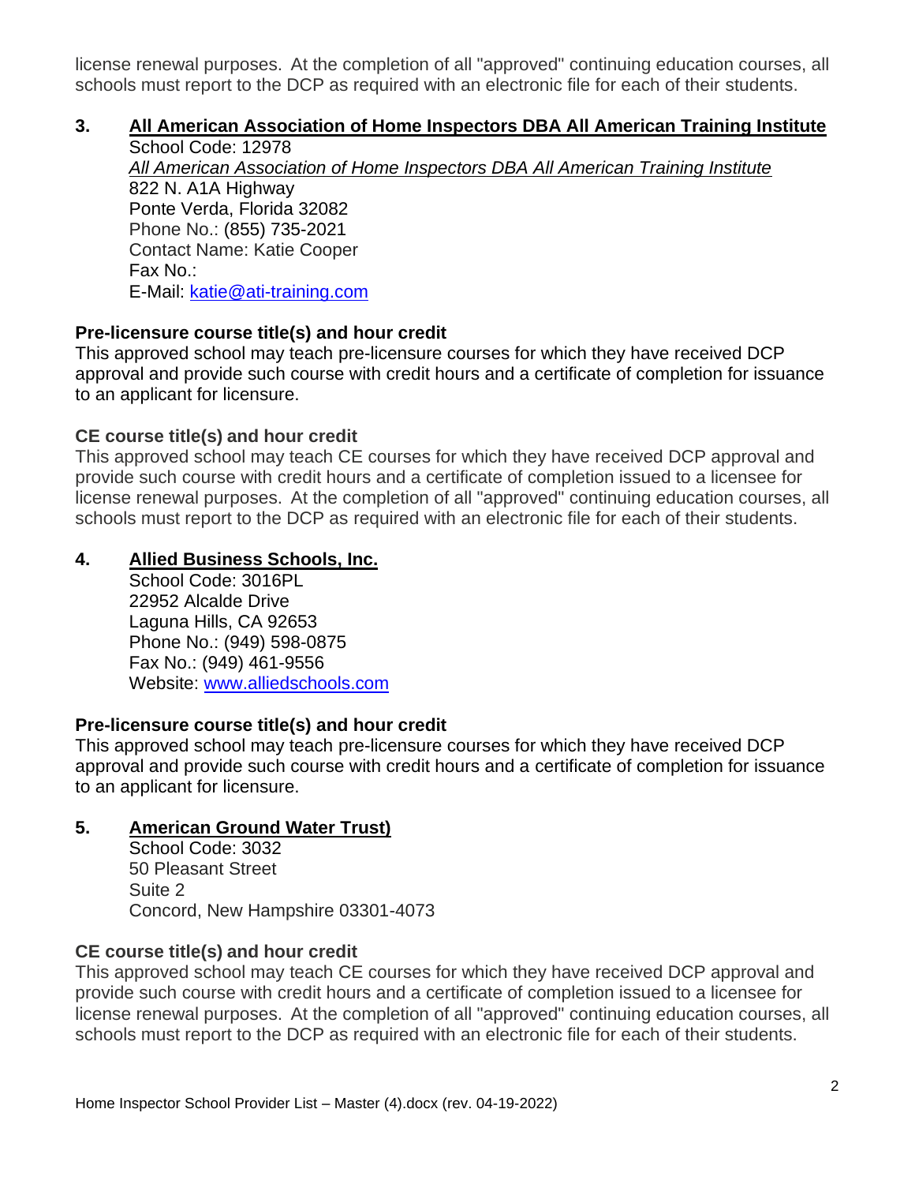license renewal purposes. At the completion of all "approved" continuing education courses, all schools must report to the DCP as required with an electronic file for each of their students.

### 3. All American Association of Home Inspectors DBA All American Training Institute

School Code: 12978
*All American Association of Home Inspectors DBA All American Training Institute*
822 N. A1A Highway
Ponte Verda, Florida 32082
Phone No.: (855) 735-2021
Contact Name: Katie Cooper
Fax No.:
E-Mail: katie@ati-training.com

**Pre-licensure course title(s) and hour credit**

This approved school may teach pre-licensure courses for which they have received DCP approval and provide such course with credit hours and a certificate of completion for issuance to an applicant for licensure.

**CE course title(s) and hour credit**

This approved school may teach CE courses for which they have received DCP approval and provide such course with credit hours and a certificate of completion issued to a licensee for license renewal purposes. At the completion of all "approved" continuing education courses, all schools must report to the DCP as required with an electronic file for each of their students.

### 4. Allied Business Schools, Inc.

School Code: 3016PL
22952 Alcalde Drive
Laguna Hills, CA 92653
Phone No.: (949) 598-0875
Fax No.: (949) 461-9556
Website: www.alliedschools.com

**Pre-licensure course title(s) and hour credit**

This approved school may teach pre-licensure courses for which they have received DCP approval and provide such course with credit hours and a certificate of completion for issuance to an applicant for licensure.

### 5. American Ground Water Trust)

School Code: 3032
50 Pleasant Street
Suite 2
Concord, New Hampshire 03301-4073

**CE course title(s) and hour credit**

This approved school may teach CE courses for which they have received DCP approval and provide such course with credit hours and a certificate of completion issued to a licensee for license renewal purposes. At the completion of all "approved" continuing education courses, all schools must report to the DCP as required with an electronic file for each of their students.

Home Inspector School Provider List – Master (4).docx (rev. 04-19-2022)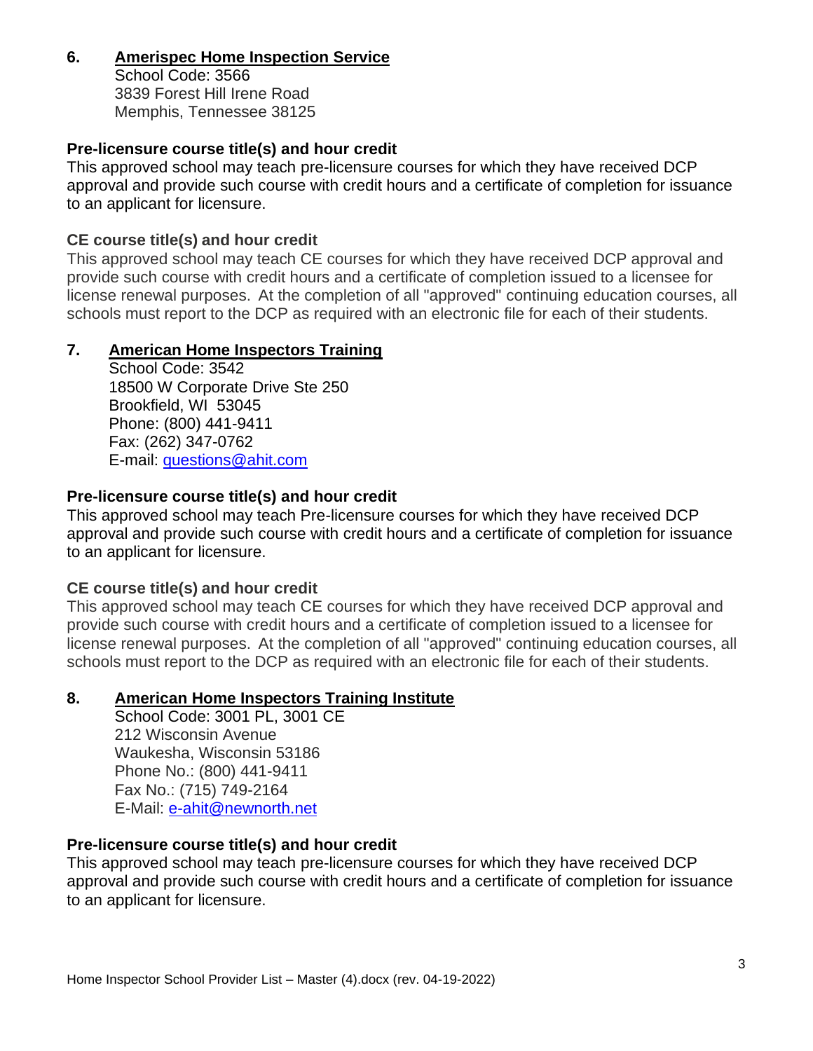**6. Amerispec Home Inspection Service**

School Code: 3566
3839 Forest Hill Irene Road
Memphis, Tennessee 38125

**Pre-licensure course title(s) and hour credit**

This approved school may teach pre-licensure courses for which they have received DCP approval and provide such course with credit hours and a certificate of completion for issuance to an applicant for licensure.

**CE course title(s) and hour credit**

This approved school may teach CE courses for which they have received DCP approval and provide such course with credit hours and a certificate of completion issued to a licensee for license renewal purposes. At the completion of all "approved" continuing education courses, all schools must report to the DCP as required with an electronic file for each of their students.

**7. American Home Inspectors Training**

School Code: 3542
18500 W Corporate Drive Ste 250
Brookfield, WI 53045
Phone: (800) 441-9411
Fax: (262) 347-0762
E-mail: questions@ahit.com

**Pre-licensure course title(s) and hour credit**

This approved school may teach Pre-licensure courses for which they have received DCP approval and provide such course with credit hours and a certificate of completion for issuance to an applicant for licensure.

**CE course title(s) and hour credit**

This approved school may teach CE courses for which they have received DCP approval and provide such course with credit hours and a certificate of completion issued to a licensee for license renewal purposes. At the completion of all "approved" continuing education courses, all schools must report to the DCP as required with an electronic file for each of their students.

**8. American Home Inspectors Training Institute**

School Code: 3001 PL, 3001 CE
212 Wisconsin Avenue
Waukesha, Wisconsin 53186
Phone No.: (800) 441-9411
Fax No.: (715) 749-2164
E-Mail: e-ahit@newnorth.net

**Pre-licensure course title(s) and hour credit**

This approved school may teach pre-licensure courses for which they have received DCP approval and provide such course with credit hours and a certificate of completion for issuance to an applicant for licensure.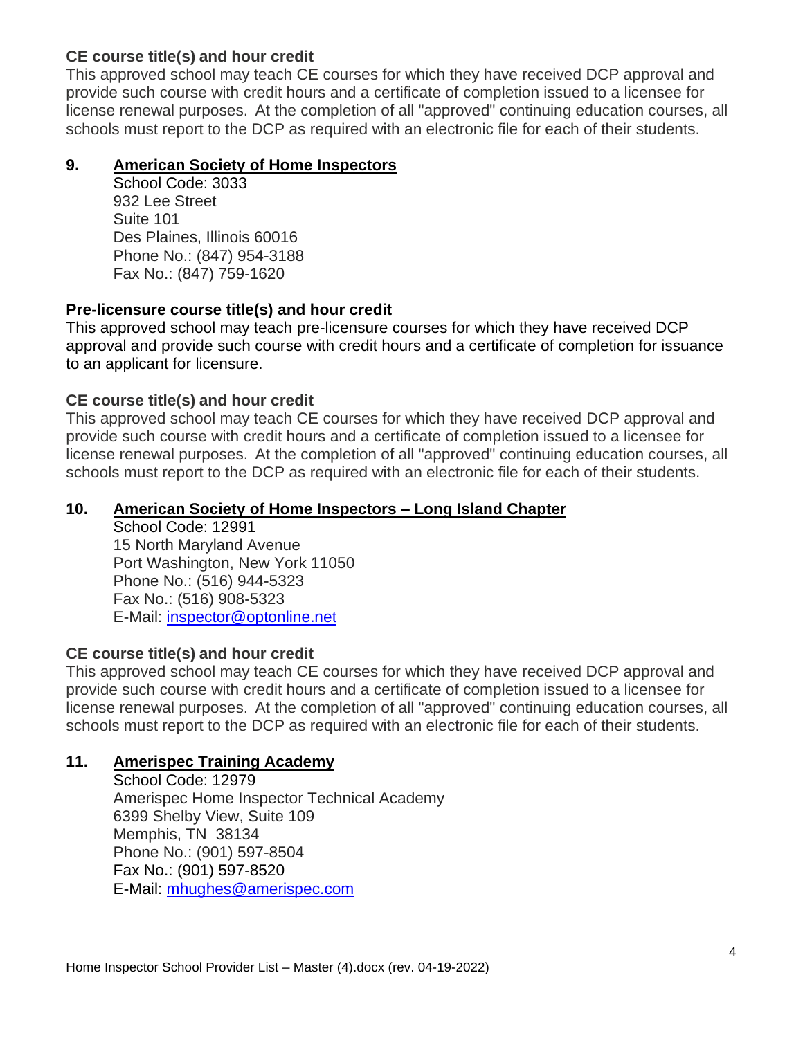**CE course title(s) and hour credit**

This approved school may teach CE courses for which they have received DCP approval and provide such course with credit hours and a certificate of completion issued to a licensee for license renewal purposes. At the completion of all "approved" continuing education courses, all schools must report to the DCP as required with an electronic file for each of their students.

**9. American Society of Home Inspectors**

School Code: 3033
932 Lee Street
Suite 101
Des Plaines, Illinois 60016
Phone No.: (847) 954-3188
Fax No.: (847) 759-1620

**Pre-licensure course title(s) and hour credit**

This approved school may teach pre-licensure courses for which they have received DCP approval and provide such course with credit hours and a certificate of completion for issuance to an applicant for licensure.

**CE course title(s) and hour credit**

This approved school may teach CE courses for which they have received DCP approval and provide such course with credit hours and a certificate of completion issued to a licensee for license renewal purposes. At the completion of all "approved" continuing education courses, all schools must report to the DCP as required with an electronic file for each of their students.

**10. American Society of Home Inspectors – Long Island Chapter**

School Code: 12991
15 North Maryland Avenue
Port Washington, New York 11050
Phone No.: (516) 944-5323
Fax No.: (516) 908-5323
E-Mail: inspector@optonline.net

**CE course title(s) and hour credit**

This approved school may teach CE courses for which they have received DCP approval and provide such course with credit hours and a certificate of completion issued to a licensee for license renewal purposes. At the completion of all "approved" continuing education courses, all schools must report to the DCP as required with an electronic file for each of their students.

**11. Amerispec Training Academy**

School Code: 12979
Amerispec Home Inspector Technical Academy
6399 Shelby View, Suite 109
Memphis, TN 38134
Phone No.: (901) 597-8504
Fax No.: (901) 597-8520
E-Mail: mhughes@amerispec.com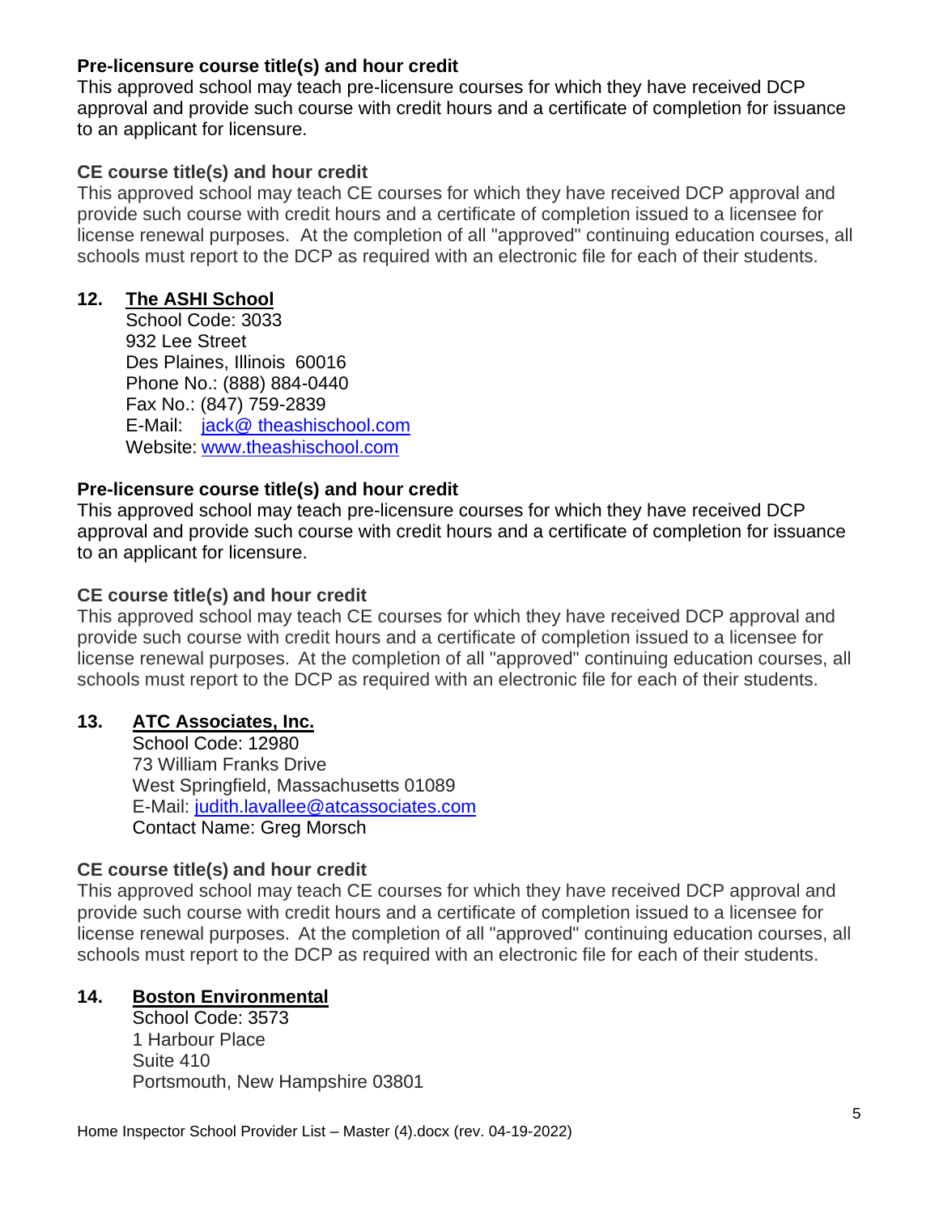**Pre-licensure course title(s) and hour credit**
This approved school may teach pre-licensure courses for which they have received DCP approval and provide such course with credit hours and a certificate of completion for issuance to an applicant for licensure.

**CE course title(s) and hour credit**
This approved school may teach CE courses for which they have received DCP approval and provide such course with credit hours and a certificate of completion issued to a licensee for license renewal purposes. At the completion of all "approved" continuing education courses, all schools must report to the DCP as required with an electronic file for each of their students.

**12. The ASHI School**
School Code: 3033
932 Lee Street
Des Plaines, Illinois 60016
Phone No.: (888) 884-0440
Fax No.: (847) 759-2839
E-Mail: jack@ theashischool.com
Website: www.theashischool.com

**Pre-licensure course title(s) and hour credit**
This approved school may teach pre-licensure courses for which they have received DCP approval and provide such course with credit hours and a certificate of completion for issuance to an applicant for licensure.

**CE course title(s) and hour credit**
This approved school may teach CE courses for which they have received DCP approval and provide such course with credit hours and a certificate of completion issued to a licensee for license renewal purposes. At the completion of all "approved" continuing education courses, all schools must report to the DCP as required with an electronic file for each of their students.

**13. ATC Associates, Inc.**
School Code: 12980
73 William Franks Drive
West Springfield, Massachusetts 01089
E-Mail: judith.lavallee@atcassociates.com
Contact Name: Greg Morsch

**CE course title(s) and hour credit**
This approved school may teach CE courses for which they have received DCP approval and provide such course with credit hours and a certificate of completion issued to a licensee for license renewal purposes. At the completion of all "approved" continuing education courses, all schools must report to the DCP as required with an electronic file for each of their students.

**14. Boston Environmental**
School Code: 3573
1 Harbour Place
Suite 410
Portsmouth, New Hampshire 03801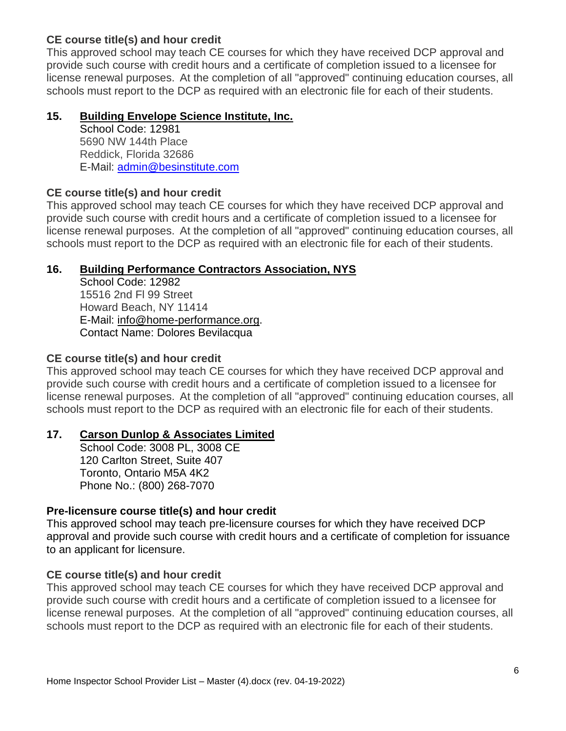**CE course title(s) and hour credit**

This approved school may teach CE courses for which they have received DCP approval and provide such course with credit hours and a certificate of completion issued to a licensee for license renewal purposes. At the completion of all "approved" continuing education courses, all schools must report to the DCP as required with an electronic file for each of their students.

**15. Building Envelope Science Institute, Inc.**

School Code: 12981
5690 NW 144th Place
Reddick, Florida 32686
E-Mail: admin@besinstitute.com

**CE course title(s) and hour credit**

This approved school may teach CE courses for which they have received DCP approval and provide such course with credit hours and a certificate of completion issued to a licensee for license renewal purposes. At the completion of all "approved" continuing education courses, all schools must report to the DCP as required with an electronic file for each of their students.

**16. Building Performance Contractors Association, NYS**

School Code: 12982
15516 2nd Fl 99 Street
Howard Beach, NY 11414
E-Mail: info@home-performance.org.
Contact Name: Dolores Bevilacqua

**CE course title(s) and hour credit**

This approved school may teach CE courses for which they have received DCP approval and provide such course with credit hours and a certificate of completion issued to a licensee for license renewal purposes. At the completion of all "approved" continuing education courses, all schools must report to the DCP as required with an electronic file for each of their students.

**17. Carson Dunlop & Associates Limited**

School Code: 3008 PL, 3008 CE
120 Carlton Street, Suite 407
Toronto, Ontario M5A 4K2
Phone No.: (800) 268-7070

**Pre-licensure course title(s) and hour credit**

This approved school may teach pre-licensure courses for which they have received DCP approval and provide such course with credit hours and a certificate of completion for issuance to an applicant for licensure.

**CE course title(s) and hour credit**

This approved school may teach CE courses for which they have received DCP approval and provide such course with credit hours and a certificate of completion issued to a licensee for license renewal purposes. At the completion of all "approved" continuing education courses, all schools must report to the DCP as required with an electronic file for each of their students.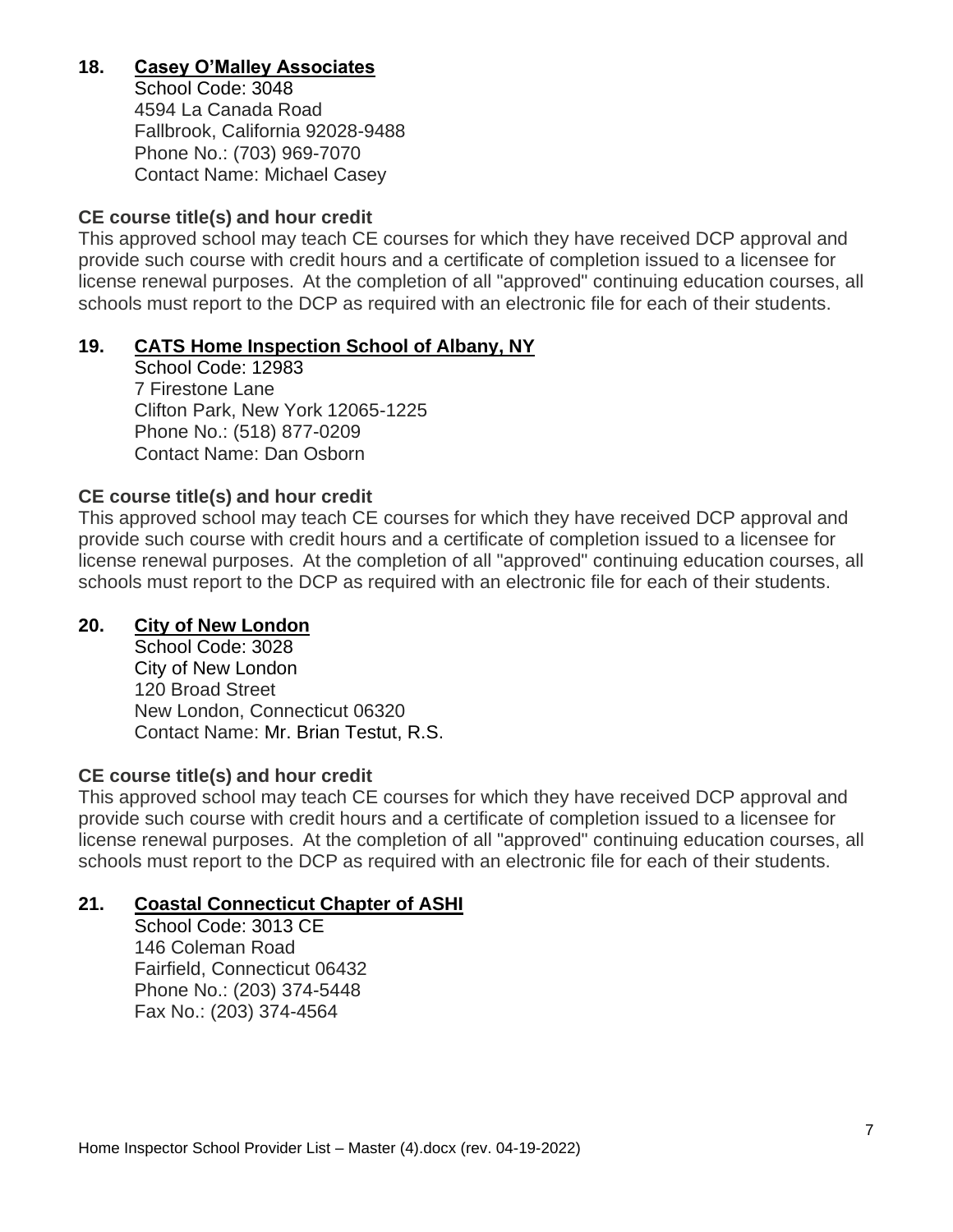## 18. Casey O'Malley Associates

School Code: 3048
4594 La Canada Road
Fallbrook, California 92028-9488
Phone No.: (703) 969-7070
Contact Name: Michael Casey

**CE course title(s) and hour credit**

This approved school may teach CE courses for which they have received DCP approval and provide such course with credit hours and a certificate of completion issued to a licensee for license renewal purposes. At the completion of all "approved" continuing education courses, all schools must report to the DCP as required with an electronic file for each of their students.

## 19. CATS Home Inspection School of Albany, NY

School Code: 12983
7 Firestone Lane
Clifton Park, New York 12065-1225
Phone No.: (518) 877-0209
Contact Name: Dan Osborn

**CE course title(s) and hour credit**

This approved school may teach CE courses for which they have received DCP approval and provide such course with credit hours and a certificate of completion issued to a licensee for license renewal purposes. At the completion of all "approved" continuing education courses, all schools must report to the DCP as required with an electronic file for each of their students.

## 20. City of New London

School Code: 3028
City of New London
120 Broad Street
New London, Connecticut 06320
Contact Name: Mr. Brian Testut, R.S.

**CE course title(s) and hour credit**

This approved school may teach CE courses for which they have received DCP approval and provide such course with credit hours and a certificate of completion issued to a licensee for license renewal purposes. At the completion of all "approved" continuing education courses, all schools must report to the DCP as required with an electronic file for each of their students.

## 21. Coastal Connecticut Chapter of ASHI

School Code: 3013 CE
146 Coleman Road
Fairfield, Connecticut 06432
Phone No.: (203) 374-5448
Fax No.: (203) 374-4564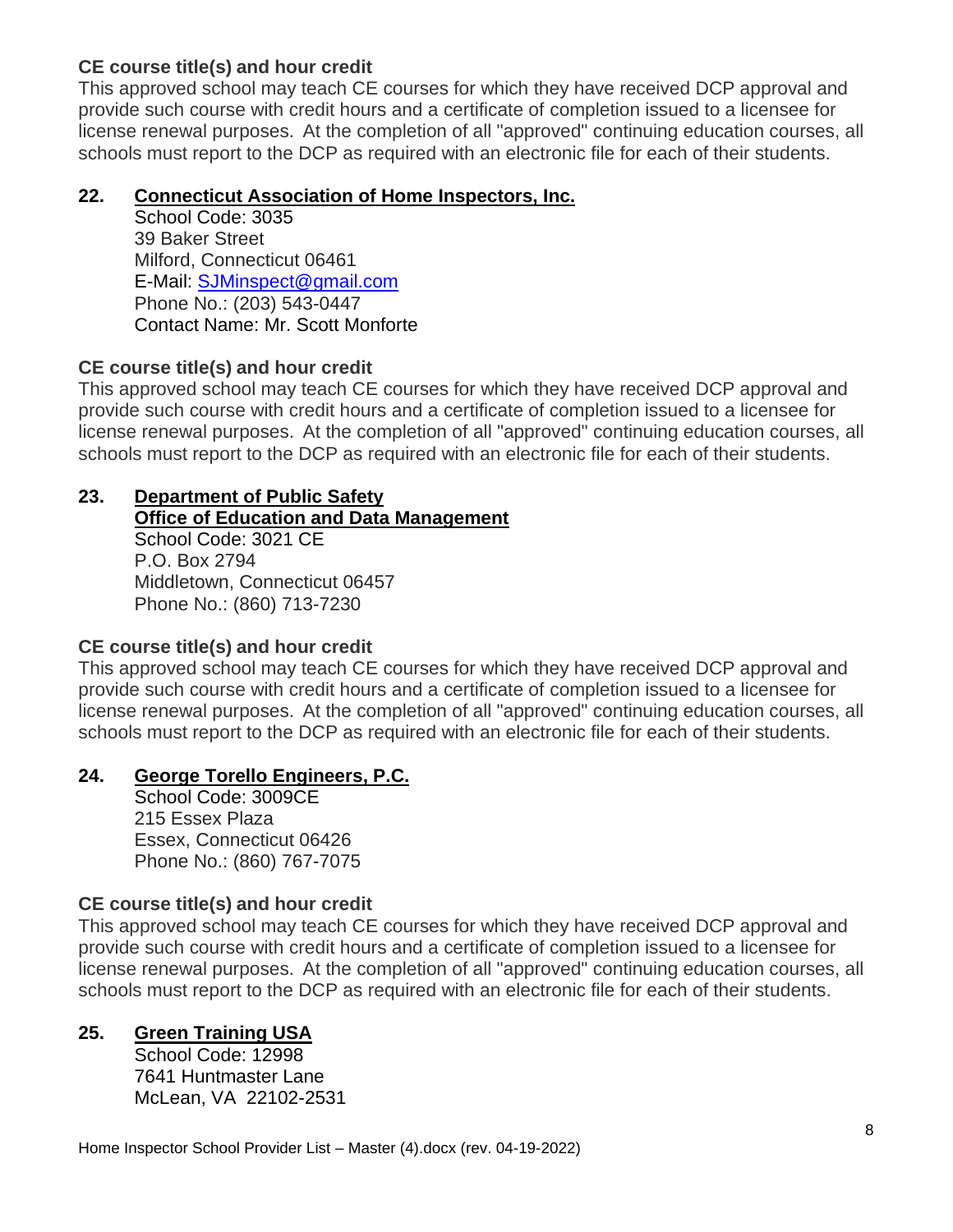**CE course title(s) and hour credit**

This approved school may teach CE courses for which they have received DCP approval and provide such course with credit hours and a certificate of completion issued to a licensee for license renewal purposes. At the completion of all "approved" continuing education courses, all schools must report to the DCP as required with an electronic file for each of their students.

**22. Connecticut Association of Home Inspectors, Inc.**

School Code: 3035
39 Baker Street
Milford, Connecticut 06461
E-Mail: SJMinspect@gmail.com
Phone No.: (203) 543-0447
Contact Name: Mr. Scott Monforte

**CE course title(s) and hour credit**

This approved school may teach CE courses for which they have received DCP approval and provide such course with credit hours and a certificate of completion issued to a licensee for license renewal purposes. At the completion of all "approved" continuing education courses, all schools must report to the DCP as required with an electronic file for each of their students.

**23. Department of Public Safety**
**Office of Education and Data Management**

School Code: 3021 CE
P.O. Box 2794
Middletown, Connecticut 06457
Phone No.: (860) 713-7230

**CE course title(s) and hour credit**

This approved school may teach CE courses for which they have received DCP approval and provide such course with credit hours and a certificate of completion issued to a licensee for license renewal purposes. At the completion of all "approved" continuing education courses, all schools must report to the DCP as required with an electronic file for each of their students.

**24. George Torello Engineers, P.C.**

School Code: 3009CE
215 Essex Plaza
Essex, Connecticut 06426
Phone No.: (860) 767-7075

**CE course title(s) and hour credit**

This approved school may teach CE courses for which they have received DCP approval and provide such course with credit hours and a certificate of completion issued to a licensee for license renewal purposes. At the completion of all "approved" continuing education courses, all schools must report to the DCP as required with an electronic file for each of their students.

**25. Green Training USA**

School Code: 12998
7641 Huntmaster Lane
McLean, VA 22102-2531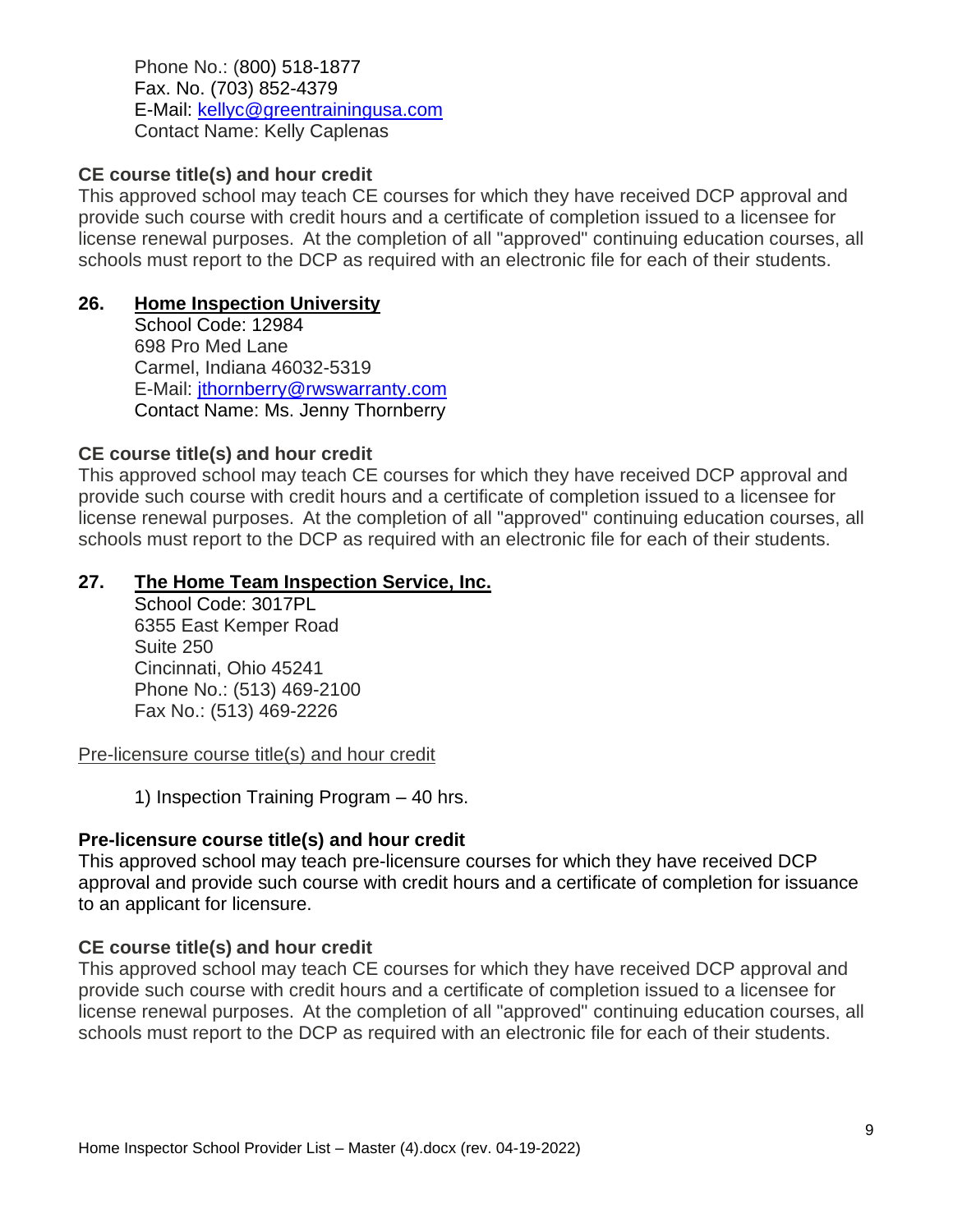Phone No.: (800) 518-1877
Fax. No. (703) 852-4379
E-Mail: kellyc@greentrainingusa.com
Contact Name: Kelly Caplenas

**CE course title(s) and hour credit**
This approved school may teach CE courses for which they have received DCP approval and provide such course with credit hours and a certificate of completion issued to a licensee for license renewal purposes. At the completion of all "approved" continuing education courses, all schools must report to the DCP as required with an electronic file for each of their students.

**26. Home Inspection University**

School Code: 12984
698 Pro Med Lane
Carmel, Indiana 46032-5319
E-Mail: jthornberry@rwswarranty.com
Contact Name: Ms. Jenny Thornberry

**CE course title(s) and hour credit**
This approved school may teach CE courses for which they have received DCP approval and provide such course with credit hours and a certificate of completion issued to a licensee for license renewal purposes. At the completion of all "approved" continuing education courses, all schools must report to the DCP as required with an electronic file for each of their students.

**27. The Home Team Inspection Service, Inc.**

School Code: 3017PL
6355 East Kemper Road
Suite 250
Cincinnati, Ohio 45241
Phone No.: (513) 469-2100
Fax No.: (513) 469-2226

Pre-licensure course title(s) and hour credit

1) Inspection Training Program – 40 hrs.

**Pre-licensure course title(s) and hour credit**
This approved school may teach pre-licensure courses for which they have received DCP approval and provide such course with credit hours and a certificate of completion for issuance to an applicant for licensure.

**CE course title(s) and hour credit**
This approved school may teach CE courses for which they have received DCP approval and provide such course with credit hours and a certificate of completion issued to a licensee for license renewal purposes. At the completion of all "approved" continuing education courses, all schools must report to the DCP as required with an electronic file for each of their students.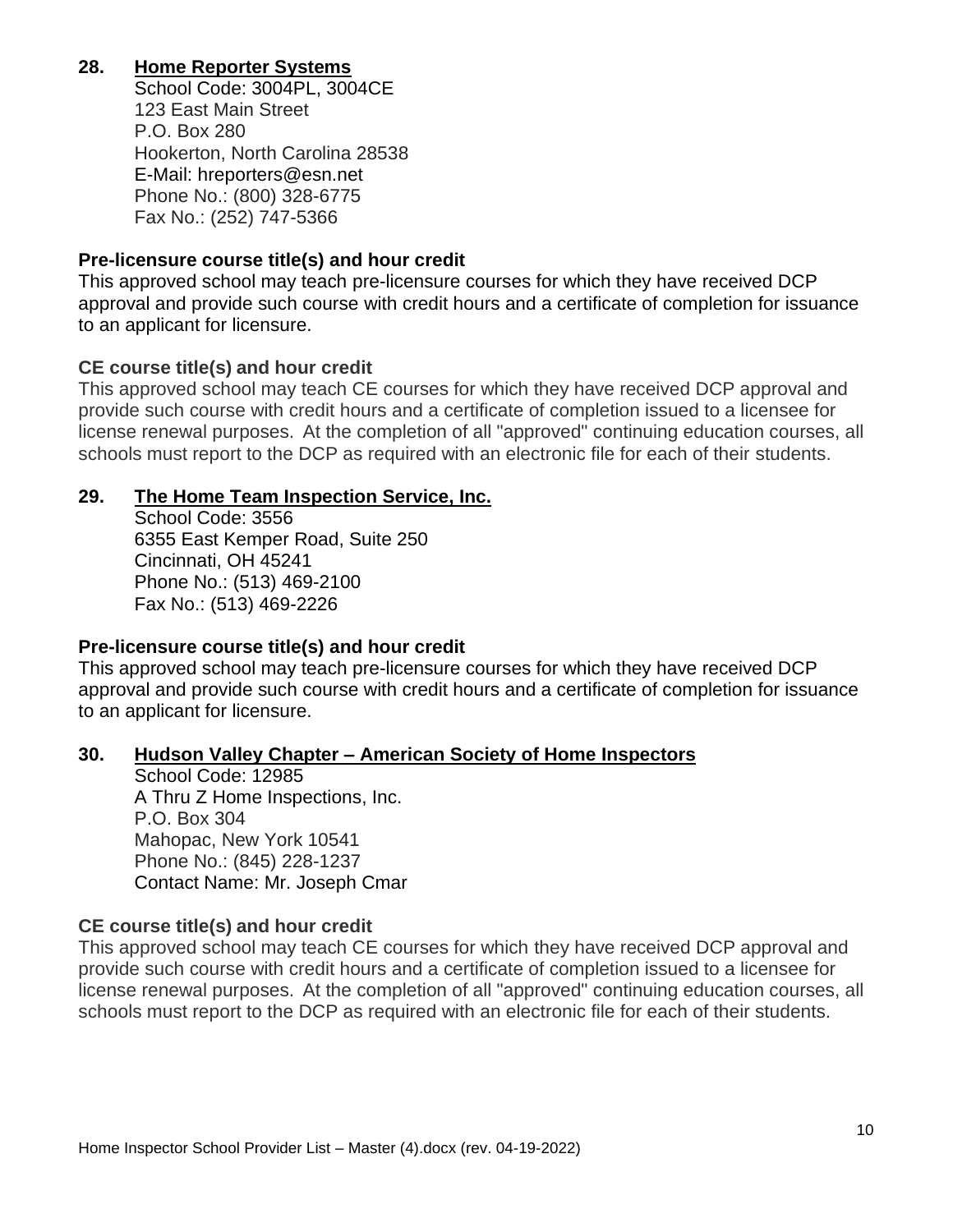**28. Home Reporter Systems**

School Code: 3004PL, 3004CE
123 East Main Street
P.O. Box 280
Hookerton, North Carolina 28538
E-Mail: hreporters@esn.net
Phone No.: (800) 328-6775
Fax No.: (252) 747-5366

**Pre-licensure course title(s) and hour credit**

This approved school may teach pre-licensure courses for which they have received DCP approval and provide such course with credit hours and a certificate of completion for issuance to an applicant for licensure.

**CE course title(s) and hour credit**

This approved school may teach CE courses for which they have received DCP approval and provide such course with credit hours and a certificate of completion issued to a licensee for license renewal purposes. At the completion of all "approved" continuing education courses, all schools must report to the DCP as required with an electronic file for each of their students.

**29. The Home Team Inspection Service, Inc.**

School Code: 3556
6355 East Kemper Road, Suite 250
Cincinnati, OH 45241
Phone No.: (513) 469-2100
Fax No.: (513) 469-2226

**Pre-licensure course title(s) and hour credit**

This approved school may teach pre-licensure courses for which they have received DCP approval and provide such course with credit hours and a certificate of completion for issuance to an applicant for licensure.

**30. Hudson Valley Chapter – American Society of Home Inspectors**

School Code: 12985
A Thru Z Home Inspections, Inc.
P.O. Box 304
Mahopac, New York 10541
Phone No.: (845) 228-1237
Contact Name: Mr. Joseph Cmar

**CE course title(s) and hour credit**

This approved school may teach CE courses for which they have received DCP approval and provide such course with credit hours and a certificate of completion issued to a licensee for license renewal purposes. At the completion of all "approved" continuing education courses, all schools must report to the DCP as required with an electronic file for each of their students.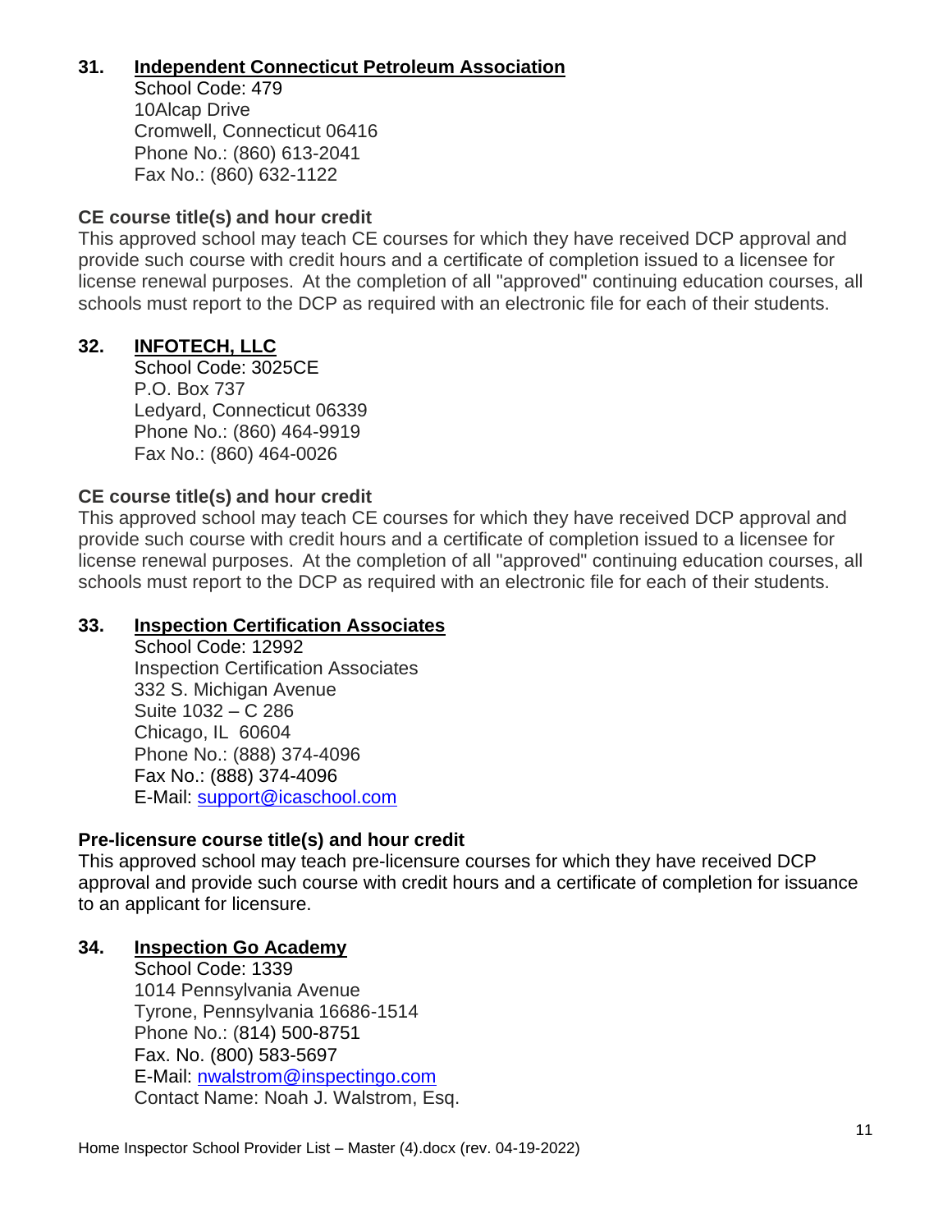### 31. <u>Independent Connecticut Petroleum Association</u>

School Code: 479
10Alcap Drive
Cromwell, Connecticut 06416
Phone No.: (860) 613-2041
Fax No.: (860) 632-1122

**CE course title(s) and hour credit**

This approved school may teach CE courses for which they have received DCP approval and provide such course with credit hours and a certificate of completion issued to a licensee for license renewal purposes. At the completion of all "approved" continuing education courses, all schools must report to the DCP as required with an electronic file for each of their students.

### 32. <u>INFOTECH, LLC</u>

School Code: 3025CE
P.O. Box 737
Ledyard, Connecticut 06339
Phone No.: (860) 464-9919
Fax No.: (860) 464-0026

**CE course title(s) and hour credit**

This approved school may teach CE courses for which they have received DCP approval and provide such course with credit hours and a certificate of completion issued to a licensee for license renewal purposes. At the completion of all "approved" continuing education courses, all schools must report to the DCP as required with an electronic file for each of their students.

### 33. <u>Inspection Certification Associates</u>

School Code: 12992
Inspection Certification Associates
332 S. Michigan Avenue
Suite 1032 – C 286
Chicago, IL 60604
Phone No.: (888) 374-4096
Fax No.: (888) 374-4096
E-Mail: support@icaschool.com

**Pre-licensure course title(s) and hour credit**

This approved school may teach pre-licensure courses for which they have received DCP approval and provide such course with credit hours and a certificate of completion for issuance to an applicant for licensure.

### 34. <u>Inspection Go Academy</u>

School Code: 1339
1014 Pennsylvania Avenue
Tyrone, Pennsylvania 16686-1514
Phone No.: (814) 500-8751
Fax. No. (800) 583-5697
E-Mail: nwalstrom@inspectingo.com
Contact Name: Noah J. Walstrom, Esq.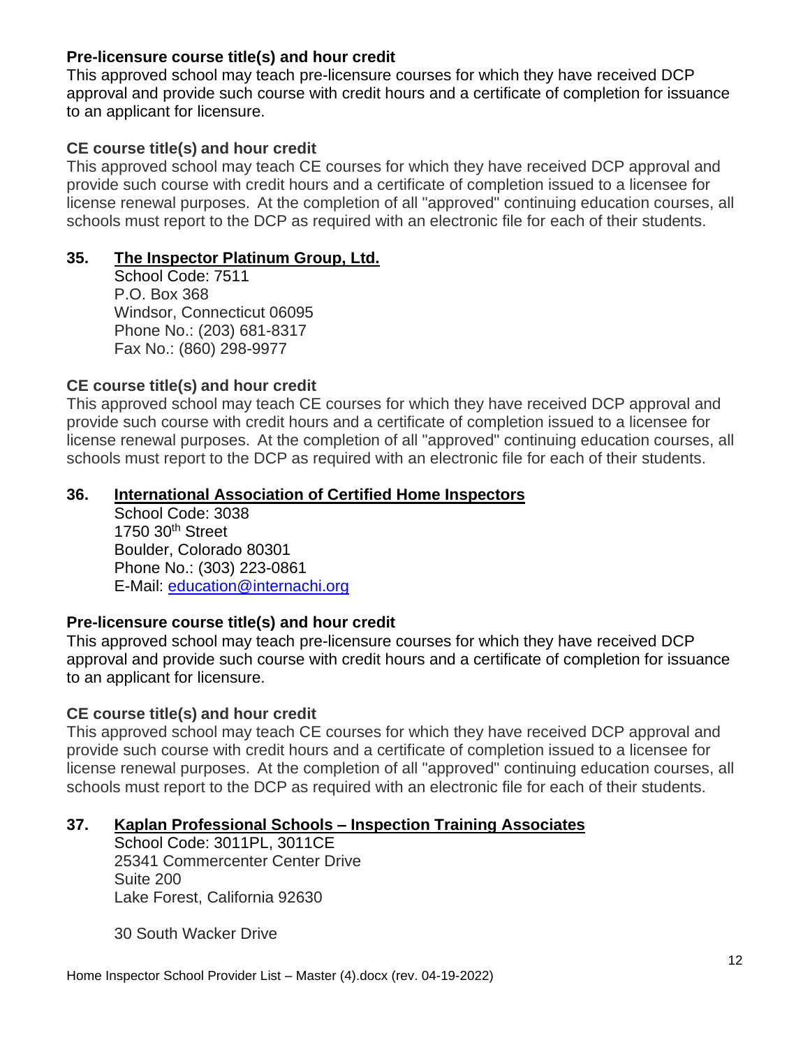**Pre-licensure course title(s) and hour credit**

This approved school may teach pre-licensure courses for which they have received DCP approval and provide such course with credit hours and a certificate of completion for issuance to an applicant for licensure.

**CE course title(s) and hour credit**

This approved school may teach CE courses for which they have received DCP approval and provide such course with credit hours and a certificate of completion issued to a licensee for license renewal purposes. At the completion of all "approved" continuing education courses, all schools must report to the DCP as required with an electronic file for each of their students.

## 35. The Inspector Platinum Group, Ltd.

School Code: 7511
P.O. Box 368
Windsor, Connecticut 06095
Phone No.: (203) 681-8317
Fax No.: (860) 298-9977

**CE course title(s) and hour credit**

This approved school may teach CE courses for which they have received DCP approval and provide such course with credit hours and a certificate of completion issued to a licensee for license renewal purposes. At the completion of all "approved" continuing education courses, all schools must report to the DCP as required with an electronic file for each of their students.

## 36. International Association of Certified Home Inspectors

School Code: 3038
1750 30th Street
Boulder, Colorado 80301
Phone No.: (303) 223-0861
E-Mail: education@internachi.org

**Pre-licensure course title(s) and hour credit**

This approved school may teach pre-licensure courses for which they have received DCP approval and provide such course with credit hours and a certificate of completion for issuance to an applicant for licensure.

**CE course title(s) and hour credit**

This approved school may teach CE courses for which they have received DCP approval and provide such course with credit hours and a certificate of completion issued to a licensee for license renewal purposes. At the completion of all "approved" continuing education courses, all schools must report to the DCP as required with an electronic file for each of their students.

## 37. Kaplan Professional Schools – Inspection Training Associates

School Code: 3011PL, 3011CE
25341 Commercenter Center Drive
Suite 200
Lake Forest, California 92630

30 South Wacker Drive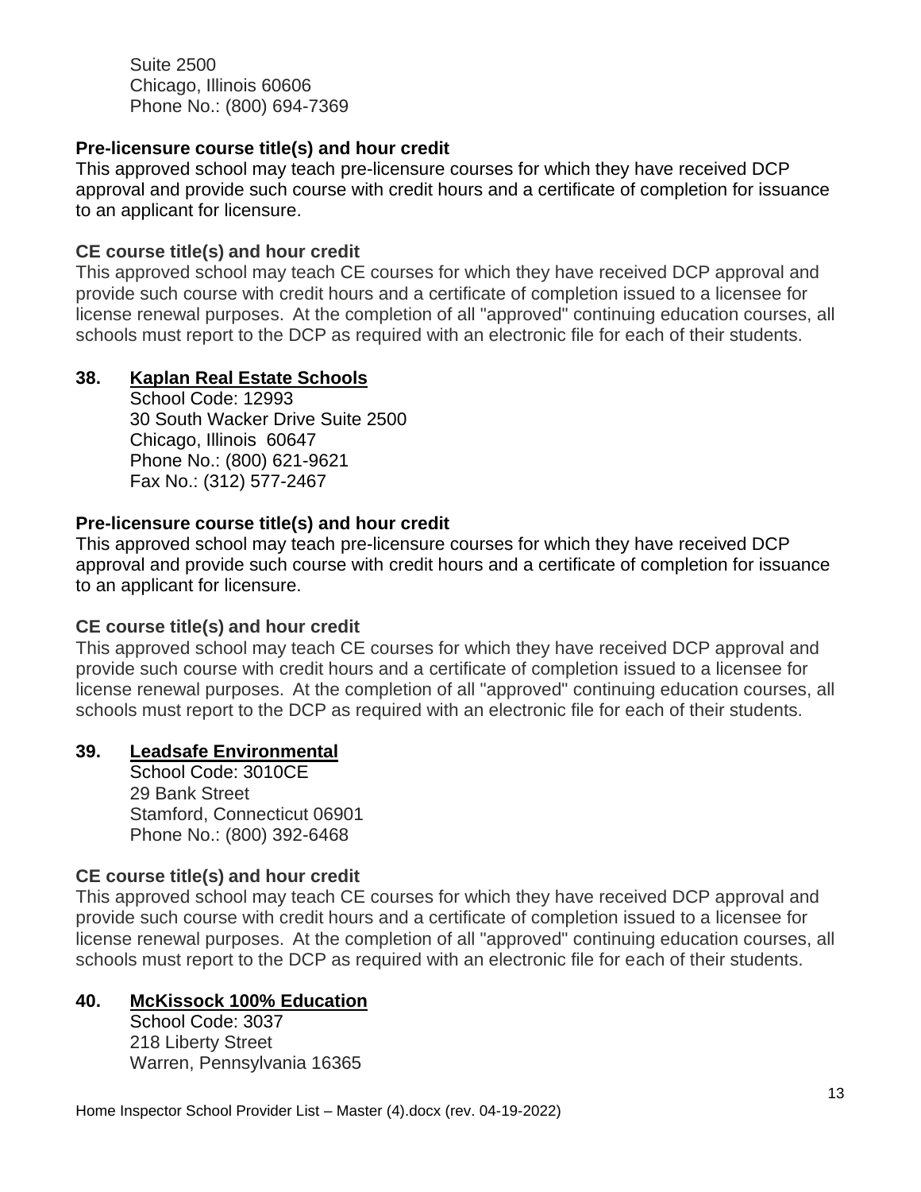Suite 2500
Chicago, Illinois 60606
Phone No.: (800) 694-7369

**Pre-licensure course title(s) and hour credit**

This approved school may teach pre-licensure courses for which they have received DCP approval and provide such course with credit hours and a certificate of completion for issuance to an applicant for licensure.

**CE course title(s) and hour credit**

This approved school may teach CE courses for which they have received DCP approval and provide such course with credit hours and a certificate of completion issued to a licensee for license renewal purposes. At the completion of all "approved" continuing education courses, all schools must report to the DCP as required with an electronic file for each of their students.

## 38. Kaplan Real Estate Schools

School Code: 12993
30 South Wacker Drive Suite 2500
Chicago, Illinois 60647
Phone No.: (800) 621-9621
Fax No.: (312) 577-2467

**Pre-licensure course title(s) and hour credit**

This approved school may teach pre-licensure courses for which they have received DCP approval and provide such course with credit hours and a certificate of completion for issuance to an applicant for licensure.

**CE course title(s) and hour credit**

This approved school may teach CE courses for which they have received DCP approval and provide such course with credit hours and a certificate of completion issued to a licensee for license renewal purposes. At the completion of all "approved" continuing education courses, all schools must report to the DCP as required with an electronic file for each of their students.

## 39. Leadsafe Environmental

School Code: 3010CE
29 Bank Street
Stamford, Connecticut 06901
Phone No.: (800) 392-6468

**CE course title(s) and hour credit**

This approved school may teach CE courses for which they have received DCP approval and provide such course with credit hours and a certificate of completion issued to a licensee for license renewal purposes. At the completion of all "approved" continuing education courses, all schools must report to the DCP as required with an electronic file for each of their students.

## 40. McKissock 100% Education

School Code: 3037
218 Liberty Street
Warren, Pennsylvania 16365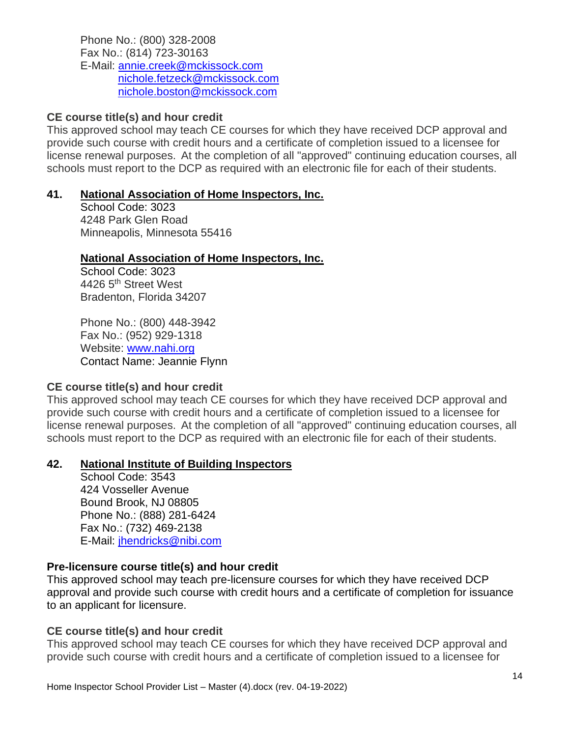Phone No.: (800) 328-2008
Fax No.: (814) 723-30163
E-Mail: annie.creek@mckissock.com
nichole.fetzeck@mckissock.com
nichole.boston@mckissock.com

**CE course title(s) and hour credit**

This approved school may teach CE courses for which they have received DCP approval and provide such course with credit hours and a certificate of completion issued to a licensee for license renewal purposes. At the completion of all "approved" continuing education courses, all schools must report to the DCP as required with an electronic file for each of their students.

**41. National Association of Home Inspectors, Inc.**

School Code: 3023
4248 Park Glen Road
Minneapolis, Minnesota 55416

**National Association of Home Inspectors, Inc.**

School Code: 3023
4426 5th Street West
Bradenton, Florida 34207

Phone No.: (800) 448-3942
Fax No.: (952) 929-1318
Website: www.nahi.org
Contact Name: Jeannie Flynn

**CE course title(s) and hour credit**

This approved school may teach CE courses for which they have received DCP approval and provide such course with credit hours and a certificate of completion issued to a licensee for license renewal purposes. At the completion of all "approved" continuing education courses, all schools must report to the DCP as required with an electronic file for each of their students.

**42. National Institute of Building Inspectors**

School Code: 3543
424 Vosseller Avenue
Bound Brook, NJ 08805
Phone No.: (888) 281-6424
Fax No.: (732) 469-2138
E-Mail: jhendricks@nibi.com

**Pre-licensure course title(s) and hour credit**

This approved school may teach pre-licensure courses for which they have received DCP approval and provide such course with credit hours and a certificate of completion for issuance to an applicant for licensure.

**CE course title(s) and hour credit**

This approved school may teach CE courses for which they have received DCP approval and provide such course with credit hours and a certificate of completion issued to a licensee for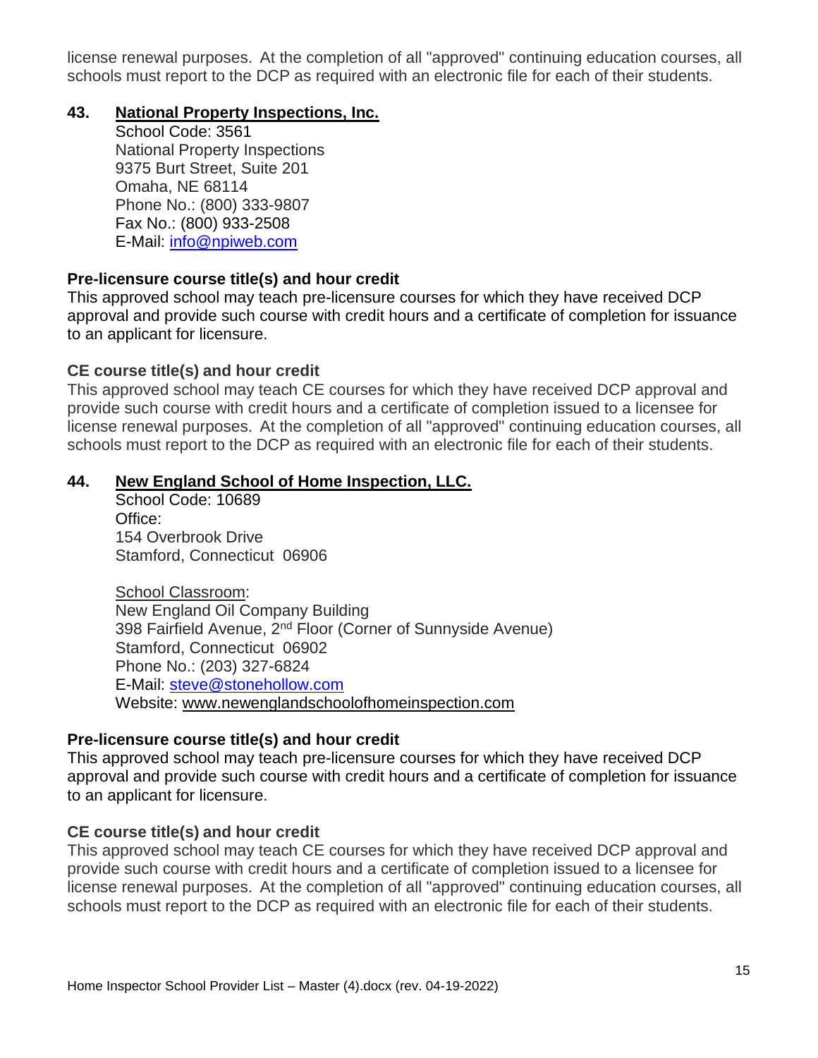license renewal purposes. At the completion of all "approved" continuing education courses, all schools must report to the DCP as required with an electronic file for each of their students.

### 43. National Property Inspections, Inc.

School Code: 3561
National Property Inspections
9375 Burt Street, Suite 201
Omaha, NE 68114
Phone No.: (800) 333-9807
Fax No.: (800) 933-2508
E-Mail: info@npiweb.com

**Pre-licensure course title(s) and hour credit**
This approved school may teach pre-licensure courses for which they have received DCP approval and provide such course with credit hours and a certificate of completion for issuance to an applicant for licensure.

**CE course title(s) and hour credit**
This approved school may teach CE courses for which they have received DCP approval and provide such course with credit hours and a certificate of completion issued to a licensee for license renewal purposes. At the completion of all "approved" continuing education courses, all schools must report to the DCP as required with an electronic file for each of their students.

### 44. New England School of Home Inspection, LLC.

School Code: 10689
Office:
154 Overbrook Drive
Stamford, Connecticut 06906

School Classroom:
New England Oil Company Building
398 Fairfield Avenue, 2nd Floor (Corner of Sunnyside Avenue)
Stamford, Connecticut 06902
Phone No.: (203) 327-6824
E-Mail: steve@stonehollow.com
Website: www.newenglandschoolofhomeinspection.com

**Pre-licensure course title(s) and hour credit**
This approved school may teach pre-licensure courses for which they have received DCP approval and provide such course with credit hours and a certificate of completion for issuance to an applicant for licensure.

**CE course title(s) and hour credit**
This approved school may teach CE courses for which they have received DCP approval and provide such course with credit hours and a certificate of completion issued to a licensee for license renewal purposes. At the completion of all "approved" continuing education courses, all schools must report to the DCP as required with an electronic file for each of their students.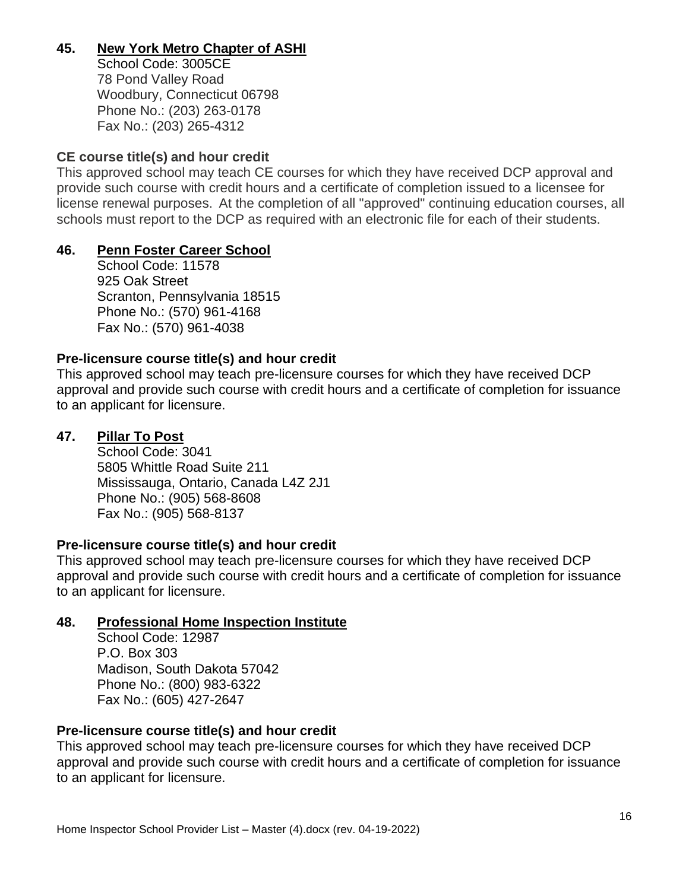## 45. New York Metro Chapter of ASHI

School Code: 3005CE
78 Pond Valley Road
Woodbury, Connecticut 06798
Phone No.: (203) 263-0178
Fax No.: (203) 265-4312

### CE course title(s) and hour credit

This approved school may teach CE courses for which they have received DCP approval and provide such course with credit hours and a certificate of completion issued to a licensee for license renewal purposes. At the completion of all "approved" continuing education courses, all schools must report to the DCP as required with an electronic file for each of their students.

## 46. Penn Foster Career School

School Code: 11578
925 Oak Street
Scranton, Pennsylvania 18515
Phone No.: (570) 961-4168
Fax No.: (570) 961-4038

### Pre-licensure course title(s) and hour credit

This approved school may teach pre-licensure courses for which they have received DCP approval and provide such course with credit hours and a certificate of completion for issuance to an applicant for licensure.

## 47. Pillar To Post

School Code: 3041
5805 Whittle Road Suite 211
Mississauga, Ontario, Canada L4Z 2J1
Phone No.: (905) 568-8608
Fax No.: (905) 568-8137

### Pre-licensure course title(s) and hour credit

This approved school may teach pre-licensure courses for which they have received DCP approval and provide such course with credit hours and a certificate of completion for issuance to an applicant for licensure.

## 48. Professional Home Inspection Institute

School Code: 12987
P.O. Box 303
Madison, South Dakota 57042
Phone No.: (800) 983-6322
Fax No.: (605) 427-2647

### Pre-licensure course title(s) and hour credit

This approved school may teach pre-licensure courses for which they have received DCP approval and provide such course with credit hours and a certificate of completion for issuance to an applicant for licensure.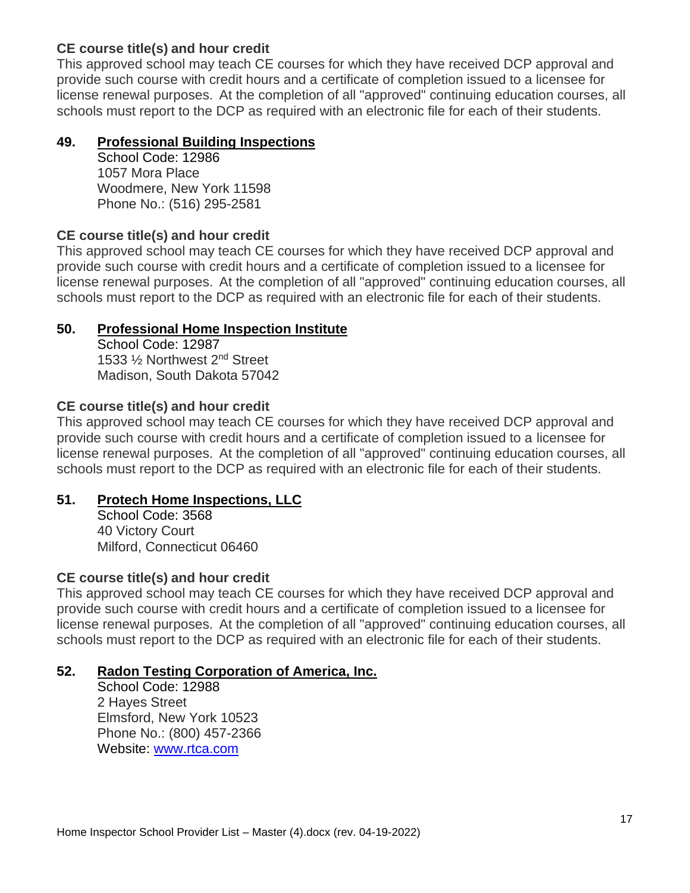**CE course title(s) and hour credit**

This approved school may teach CE courses for which they have received DCP approval and provide such course with credit hours and a certificate of completion issued to a licensee for license renewal purposes. At the completion of all "approved" continuing education courses, all schools must report to the DCP as required with an electronic file for each of their students.

**49. Professional Building Inspections**

School Code: 12986
1057 Mora Place
Woodmere, New York 11598
Phone No.: (516) 295-2581

**CE course title(s) and hour credit**

This approved school may teach CE courses for which they have received DCP approval and provide such course with credit hours and a certificate of completion issued to a licensee for license renewal purposes. At the completion of all "approved" continuing education courses, all schools must report to the DCP as required with an electronic file for each of their students.

**50. Professional Home Inspection Institute**

School Code: 12987
1533 ½ Northwest 2nd Street
Madison, South Dakota 57042

**CE course title(s) and hour credit**

This approved school may teach CE courses for which they have received DCP approval and provide such course with credit hours and a certificate of completion issued to a licensee for license renewal purposes. At the completion of all "approved" continuing education courses, all schools must report to the DCP as required with an electronic file for each of their students.

**51. Protech Home Inspections, LLC**

School Code: 3568
40 Victory Court
Milford, Connecticut 06460

**CE course title(s) and hour credit**

This approved school may teach CE courses for which they have received DCP approval and provide such course with credit hours and a certificate of completion issued to a licensee for license renewal purposes. At the completion of all "approved" continuing education courses, all schools must report to the DCP as required with an electronic file for each of their students.

**52. Radon Testing Corporation of America, Inc.**

School Code: 12988
2 Hayes Street
Elmsford, New York 10523
Phone No.: (800) 457-2366
Website: www.rtca.com

Home Inspector School Provider List – Master (4).docx (rev. 04-19-2022)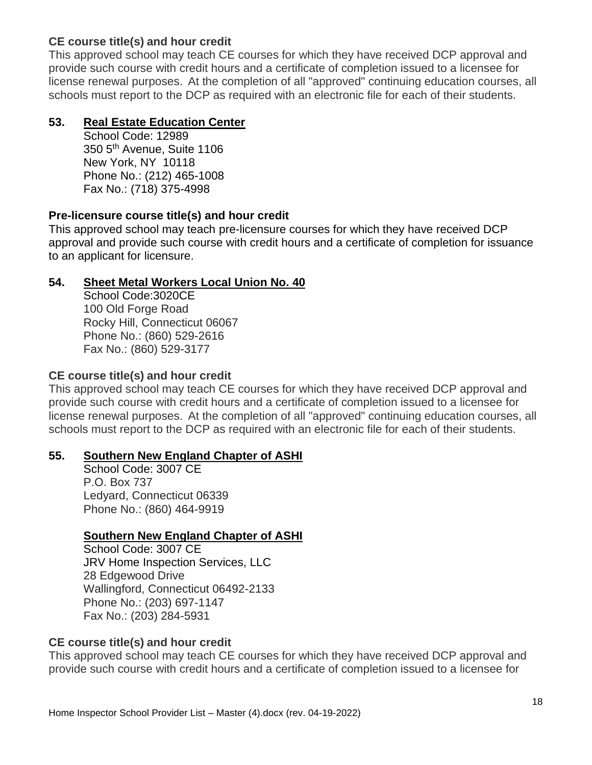**CE course title(s) and hour credit**

This approved school may teach CE courses for which they have received DCP approval and provide such course with credit hours and a certificate of completion issued to a licensee for license renewal purposes. At the completion of all "approved" continuing education courses, all schools must report to the DCP as required with an electronic file for each of their students.

**53. Real Estate Education Center**

School Code: 12989
350 5th Avenue, Suite 1106
New York, NY 10118
Phone No.: (212) 465-1008
Fax No.: (718) 375-4998

**Pre-licensure course title(s) and hour credit**

This approved school may teach pre-licensure courses for which they have received DCP approval and provide such course with credit hours and a certificate of completion for issuance to an applicant for licensure.

**54. Sheet Metal Workers Local Union No. 40**

School Code:3020CE
100 Old Forge Road
Rocky Hill, Connecticut 06067
Phone No.: (860) 529-2616
Fax No.: (860) 529-3177

**CE course title(s) and hour credit**

This approved school may teach CE courses for which they have received DCP approval and provide such course with credit hours and a certificate of completion issued to a licensee for license renewal purposes. At the completion of all "approved" continuing education courses, all schools must report to the DCP as required with an electronic file for each of their students.

**55. Southern New England Chapter of ASHI**

School Code: 3007 CE
P.O. Box 737
Ledyard, Connecticut 06339
Phone No.: (860) 464-9919

**Southern New England Chapter of ASHI**

School Code: 3007 CE
JRV Home Inspection Services, LLC
28 Edgewood Drive
Wallingford, Connecticut 06492-2133
Phone No.: (203) 697-1147
Fax No.: (203) 284-5931

**CE course title(s) and hour credit**

This approved school may teach CE courses for which they have received DCP approval and provide such course with credit hours and a certificate of completion issued to a licensee for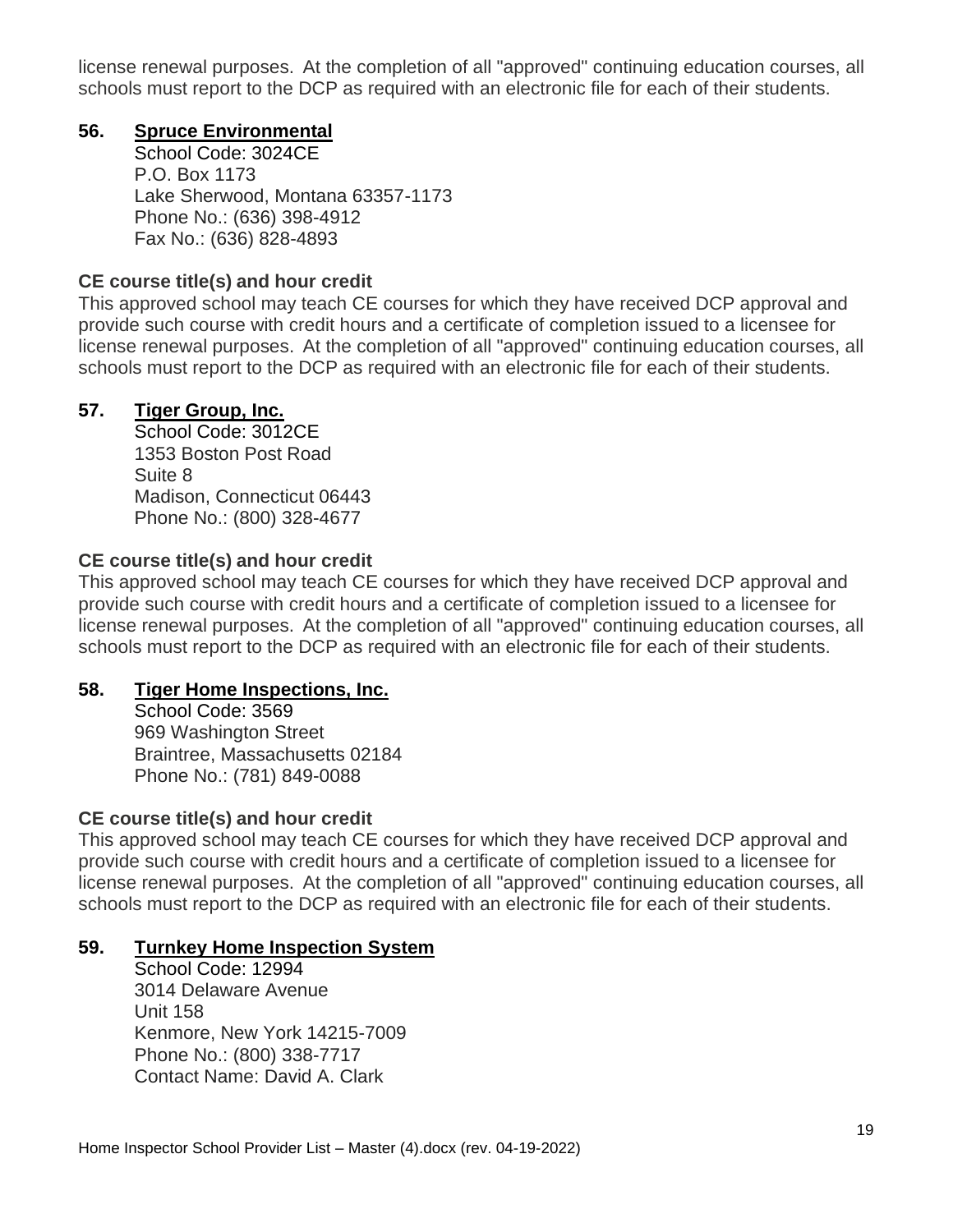license renewal purposes. At the completion of all "approved" continuing education courses, all schools must report to the DCP as required with an electronic file for each of their students.

## 56. Spruce Environmental

School Code: 3024CE
P.O. Box 1173
Lake Sherwood, Montana 63357-1173
Phone No.: (636) 398-4912
Fax No.: (636) 828-4893

### CE course title(s) and hour credit

This approved school may teach CE courses for which they have received DCP approval and provide such course with credit hours and a certificate of completion issued to a licensee for license renewal purposes. At the completion of all "approved" continuing education courses, all schools must report to the DCP as required with an electronic file for each of their students.

## 57. Tiger Group, Inc.

School Code: 3012CE
1353 Boston Post Road
Suite 8
Madison, Connecticut 06443
Phone No.: (800) 328-4677

### CE course title(s) and hour credit

This approved school may teach CE courses for which they have received DCP approval and provide such course with credit hours and a certificate of completion issued to a licensee for license renewal purposes. At the completion of all "approved" continuing education courses, all schools must report to the DCP as required with an electronic file for each of their students.

## 58. Tiger Home Inspections, Inc.

School Code: 3569
969 Washington Street
Braintree, Massachusetts 02184
Phone No.: (781) 849-0088

### CE course title(s) and hour credit

This approved school may teach CE courses for which they have received DCP approval and provide such course with credit hours and a certificate of completion issued to a licensee for license renewal purposes. At the completion of all "approved" continuing education courses, all schools must report to the DCP as required with an electronic file for each of their students.

## 59. Turnkey Home Inspection System

School Code: 12994
3014 Delaware Avenue
Unit 158
Kenmore, New York 14215-7009
Phone No.: (800) 338-7717
Contact Name: David A. Clark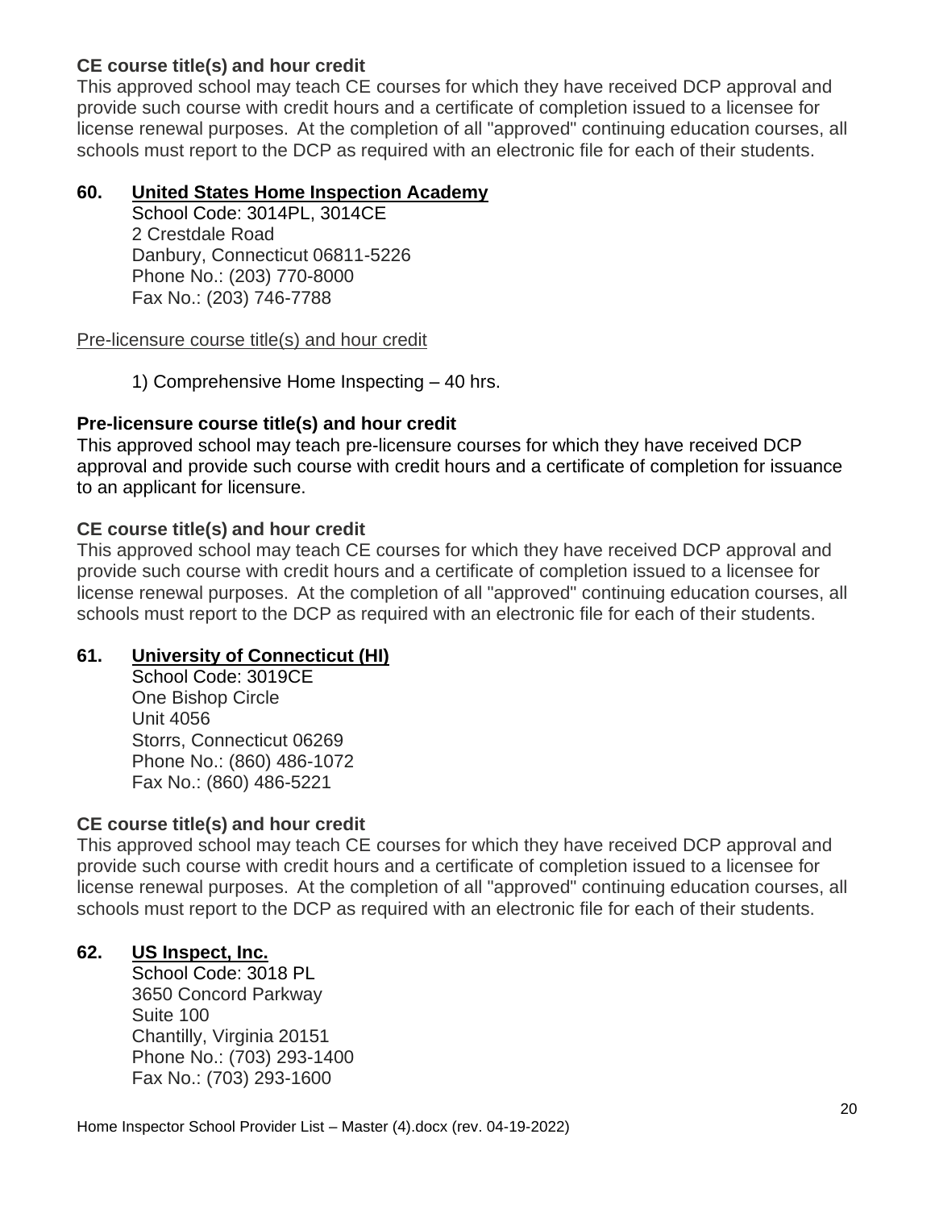**CE course title(s) and hour credit**

This approved school may teach CE courses for which they have received DCP approval and provide such course with credit hours and a certificate of completion issued to a licensee for license renewal purposes. At the completion of all "approved" continuing education courses, all schools must report to the DCP as required with an electronic file for each of their students.

## 60. United States Home Inspection Academy

School Code: 3014PL, 3014CE
2 Crestdale Road
Danbury, Connecticut 06811-5226
Phone No.: (203) 770-8000
Fax No.: (203) 746-7788

Pre-licensure course title(s) and hour credit

1) Comprehensive Home Inspecting – 40 hrs.

**Pre-licensure course title(s) and hour credit**

This approved school may teach pre-licensure courses for which they have received DCP approval and provide such course with credit hours and a certificate of completion for issuance to an applicant for licensure.

**CE course title(s) and hour credit**

This approved school may teach CE courses for which they have received DCP approval and provide such course with credit hours and a certificate of completion issued to a licensee for license renewal purposes. At the completion of all "approved" continuing education courses, all schools must report to the DCP as required with an electronic file for each of their students.

## 61. University of Connecticut (HI)

School Code: 3019CE
One Bishop Circle
Unit 4056
Storrs, Connecticut 06269
Phone No.: (860) 486-1072
Fax No.: (860) 486-5221

**CE course title(s) and hour credit**

This approved school may teach CE courses for which they have received DCP approval and provide such course with credit hours and a certificate of completion issued to a licensee for license renewal purposes. At the completion of all "approved" continuing education courses, all schools must report to the DCP as required with an electronic file for each of their students.

## 62. US Inspect, Inc.

School Code: 3018 PL
3650 Concord Parkway
Suite 100
Chantilly, Virginia 20151
Phone No.: (703) 293-1400
Fax No.: (703) 293-1600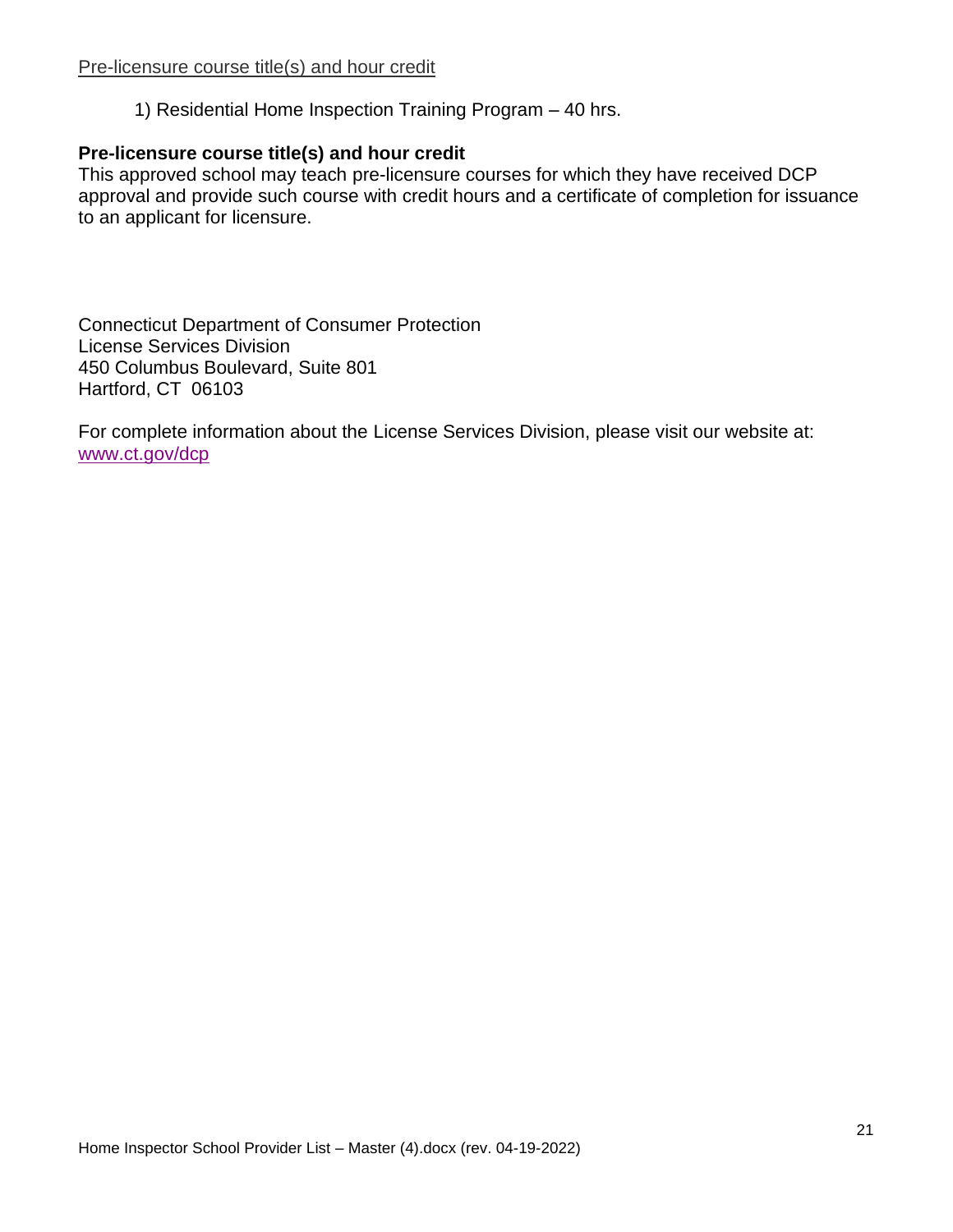Pre-licensure course title(s) and hour credit

1) Residential Home Inspection Training Program – 40 hrs.

**Pre-licensure course title(s) and hour credit**

This approved school may teach pre-licensure courses for which they have received DCP approval and provide such course with credit hours and a certificate of completion for issuance to an applicant for licensure.

Connecticut Department of Consumer Protection
License Services Division
450 Columbus Boulevard, Suite 801
Hartford, CT 06103

For complete information about the License Services Division, please visit our website at: www.ct.gov/dcp